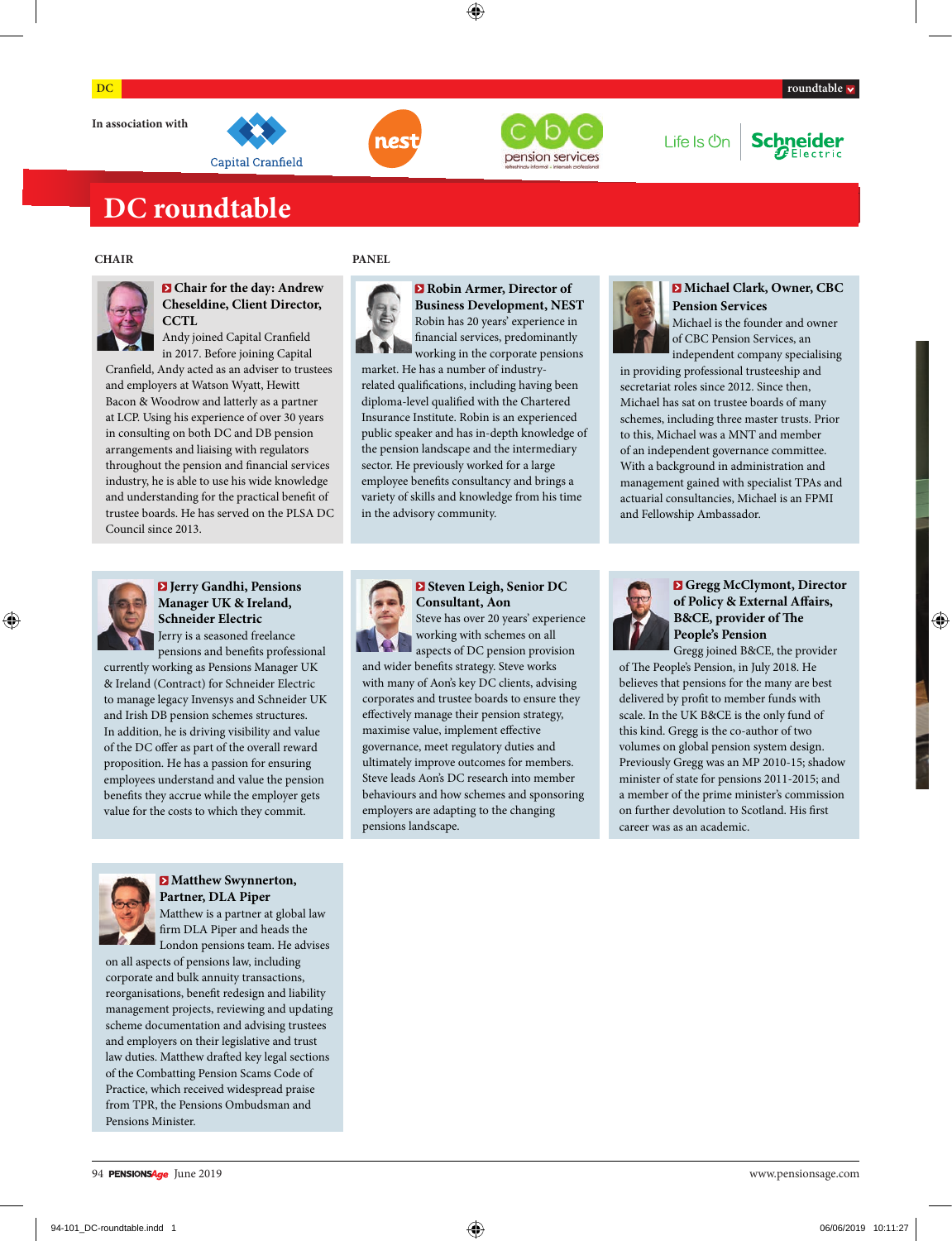In association with Capital Cranfield, nest, cbc pension services, Life Is On Schneider Electric

# DC roundtable

## CHAIR

**Chair for the day: Andrew Cheseldine, Client Director, CCTL**

Andy joined Capital Cranfield in 2017. Before joining Capital Cranfield, Andy acted as an adviser to trustees and employers at Watson Wyatt, Hewitt Bacon & Woodrow and latterly as a partner at LCP. Using his experience of over 30 years in consulting on both DC and DB pension arrangements and liaising with regulators throughout the pension and financial services industry, he is able to use his wide knowledge and understanding for the practical benefit of trustee boards. He has served on the PLSA DC Council since 2013.

## PANEL

**Robin Armer, Director of Business Development, NEST**

Robin has 20 years' experience in financial services, predominantly working in the corporate pensions market. He has a number of industry-related qualifications, including having been diploma-level qualified with the Chartered Insurance Institute. Robin is an experienced public speaker and has in-depth knowledge of the pension landscape and the intermediary sector. He previously worked for a large employee benefits consultancy and brings a variety of skills and knowledge from his time in the advisory community.

**Michael Clark, Owner, CBC Pension Services**

Michael is the founder and owner of CBC Pension Services, an independent company specialising in providing professional trusteeship and secretariat roles since 2012. Since then, Michael has sat on trustee boards of many schemes, including three master trusts. Prior to this, Michael was a MNT and member of an independent governance committee. With a background in administration and management gained with specialist TPAs and actuarial consultancies, Michael is an FPMI and Fellowship Ambassador.

**Jerry Gandhi, Pensions Manager UK & Ireland, Schneider Electric**

Jerry is a seasoned freelance pensions and benefits professional currently working as Pensions Manager UK & Ireland (Contract) for Schneider Electric to manage legacy Invensys and Schneider UK and Irish DB pension schemes structures. In addition, he is driving visibility and value of the DC offer as part of the overall reward proposition. He has a passion for ensuring employees understand and value the pension benefits they accrue while the employer gets value for the costs to which they commit.

**Steven Leigh, Senior DC Consultant, Aon**

Steve has over 20 years' experience working with schemes on all aspects of DC pension provision and wider benefits strategy. Steve works with many of Aon's key DC clients, advising corporates and trustee boards to ensure they effectively manage their pension strategy, maximise value, implement effective governance, meet regulatory duties and ultimately improve outcomes for members. Steve leads Aon's DC research into member behaviours and how schemes and sponsoring employers are adapting to the changing pensions landscape.

**Gregg McClymont, Director of Policy & External Affairs, B&CE, provider of The People's Pension**

Gregg joined B&CE, the provider of The People's Pension, in July 2018. He believes that pensions for the many are best delivered by profit to member funds with scale. In the UK B&CE is the only fund of this kind. Gregg is the co-author of two volumes on global pension system design. Previously Gregg was an MP 2010-15; shadow minister of state for pensions 2011-2015; and a member of the prime minister's commission on further devolution to Scotland. His first career was as an academic.

**Matthew Swynnerton, Partner, DLA Piper**

Matthew is a partner at global law firm DLA Piper and heads the London pensions team. He advises on all aspects of pensions law, including corporate and bulk annuity transactions, reorganisations, benefit redesign and liability management projects, reviewing and updating scheme documentation and advising trustees and employers on their legislative and trust law duties. Matthew drafted key legal sections of the Combatting Pension Scams Code of Practice, which received widespread praise from TPR, the Pensions Ombudsman and Pensions Minister.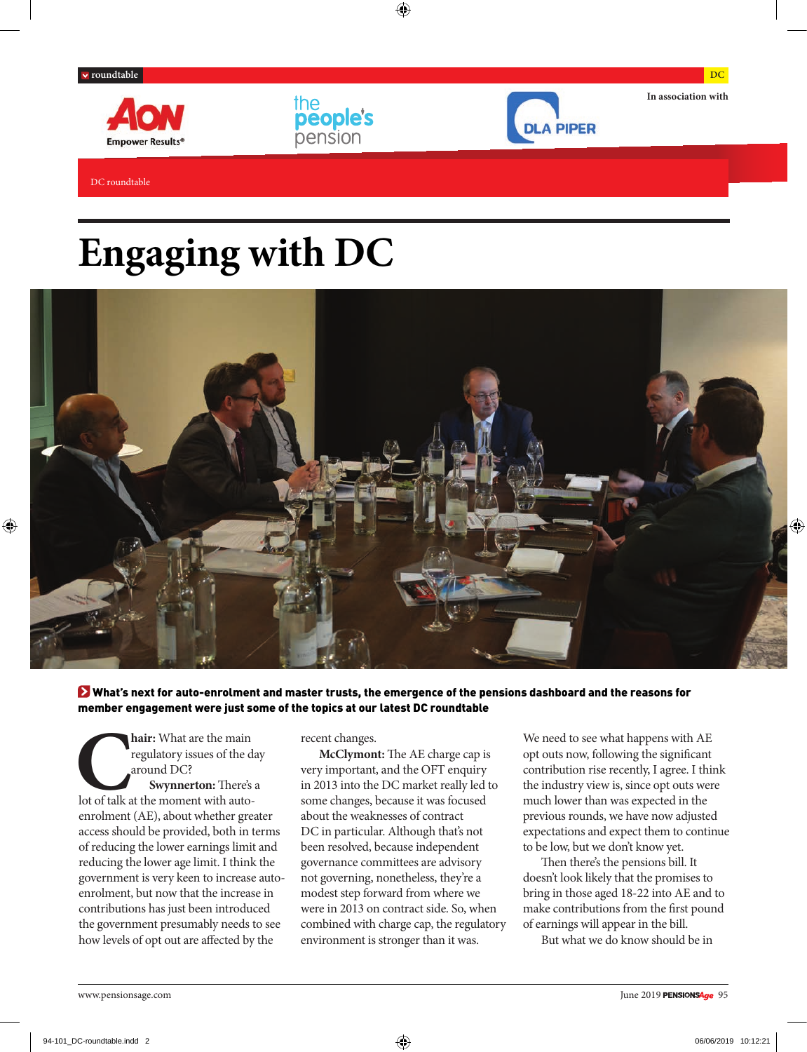roundtable | DC

In association with

DC roundtable

# Engaging with DC

**What's next for auto-enrolment and master trusts, the emergence of the pensions dashboard and the reasons for member engagement were just some of the topics at our latest DC roundtable**

**Chair:** What are the main regulatory issues of the day around DC?

**Swynnerton:** There's a lot of talk at the moment with auto-enrolment (AE), about whether greater access should be provided, both in terms of reducing the lower earnings limit and reducing the lower age limit. I think the government is very keen to increase auto-enrolment, but now that the increase in contributions has just been introduced the government presumably needs to see how levels of opt out are affected by the recent changes.

**McClymont:** The AE charge cap is very important, and the OFT enquiry in 2013 into the DC market really led to some changes, because it was focused about the weaknesses of contract DC in particular. Although that's not been resolved, because independent governance committees are advisory not governing, nonetheless, they're a modest step forward from where we were in 2013 on contract side. So, when combined with charge cap, the regulatory environment is stronger than it was.

We need to see what happens with AE opt outs now, following the significant contribution rise recently, I agree. I think the industry view is, since opt outs were much lower than was expected in the previous rounds, we have now adjusted expectations and expect them to continue to be low, but we don't know yet.

Then there's the pensions bill. It doesn't look likely that the promises to bring in those aged 18-22 into AE and to make contributions from the first pound of earnings will appear in the bill.

But what we do know should be in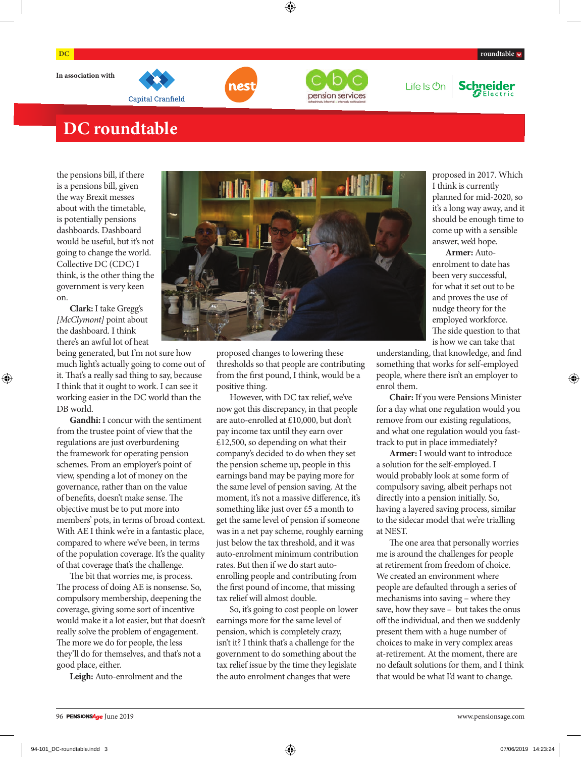# DC roundtable

the pensions bill, if there is a pensions bill, given the way Brexit messes about with the timetable, is potentially pensions dashboards. Dashboard would be useful, but it's not going to change the world. Collective DC (CDC) I think, is the other thing the government is very keen on.

**Clark:** I take Gregg's *[McClymont]* point about the dashboard. I think there's an awful lot of heat being generated, but I'm not sure how much light's actually going to come out of it. That's a really sad thing to say, because I think that it ought to work. I can see it working easier in the DC world than the DB world.

**Gandhi:** I concur with the sentiment from the trustee point of view that the regulations are just overburdening the framework for operating pension schemes. From an employer's point of view, spending a lot of money on the governance, rather than on the value of benefits, doesn't make sense. The objective must be to put more into members' pots, in terms of broad context. With AE I think we're in a fantastic place, compared to where we've been, in terms of the population coverage. It's the quality of that coverage that's the challenge.

The bit that worries me, is process. The process of doing AE is nonsense. So, compulsory membership, deepening the coverage, giving some sort of incentive would make it a lot easier, but that doesn't really solve the problem of engagement. The more we do for people, the less they'll do for themselves, and that's not a good place, either.

**Leigh:** Auto-enrolment and the proposed changes to lowering these thresholds so that people are contributing from the first pound, I think, would be a positive thing.

However, with DC tax relief, we've now got this discrepancy, in that people are auto-enrolled at £10,000, but don't pay income tax until they earn over £12,500, so depending on what their company's decided to do when they set the pension scheme up, people in this earnings band may be paying more for the same level of pension saving. At the moment, it's not a massive difference, it's something like just over £5 a month to get the same level of pension if someone was in a net pay scheme, roughly earning just below the tax threshold, and it was auto-enrolment minimum contribution rates. But then if we do start auto-enrolling people and contributing from the first pound of income, that missing tax relief will almost double.

So, it's going to cost people on lower earnings more for the same level of pension, which is completely crazy, isn't it? I think that's a challenge for the government to do something about the tax relief issue by the time they legislate the auto enrolment changes that were proposed in 2017. Which I think is currently planned for mid-2020, so it's a long way away, and it should be enough time to come up with a sensible answer, we'd hope.

**Armer:** Auto-enrolment to date has been very successful, for what it set out to be and proves the use of nudge theory for the employed workforce. The side question to that is how we can take that understanding, that knowledge, and find something that works for self-employed people, where there isn't an employer to enrol them.

**Chair:** If you were Pensions Minister for a day what one regulation would you remove from our existing regulations, and what one regulation would you fast-track to put in place immediately?

**Armer:** I would want to introduce a solution for the self-employed. I would probably look at some form of compulsory saving, albeit perhaps not directly into a pension initially. So, having a layered saving process, similar to the sidecar model that we're trialling at NEST.

The one area that personally worries me is around the challenges for people at retirement from freedom of choice. We created an environment where people are defaulted through a series of mechanisms into saving – where they save, how they save – but takes the onus off the individual, and then we suddenly present them with a huge number of choices to make in very complex areas at-retirement. At the moment, there are no default solutions for them, and I think that would be what I'd want to change.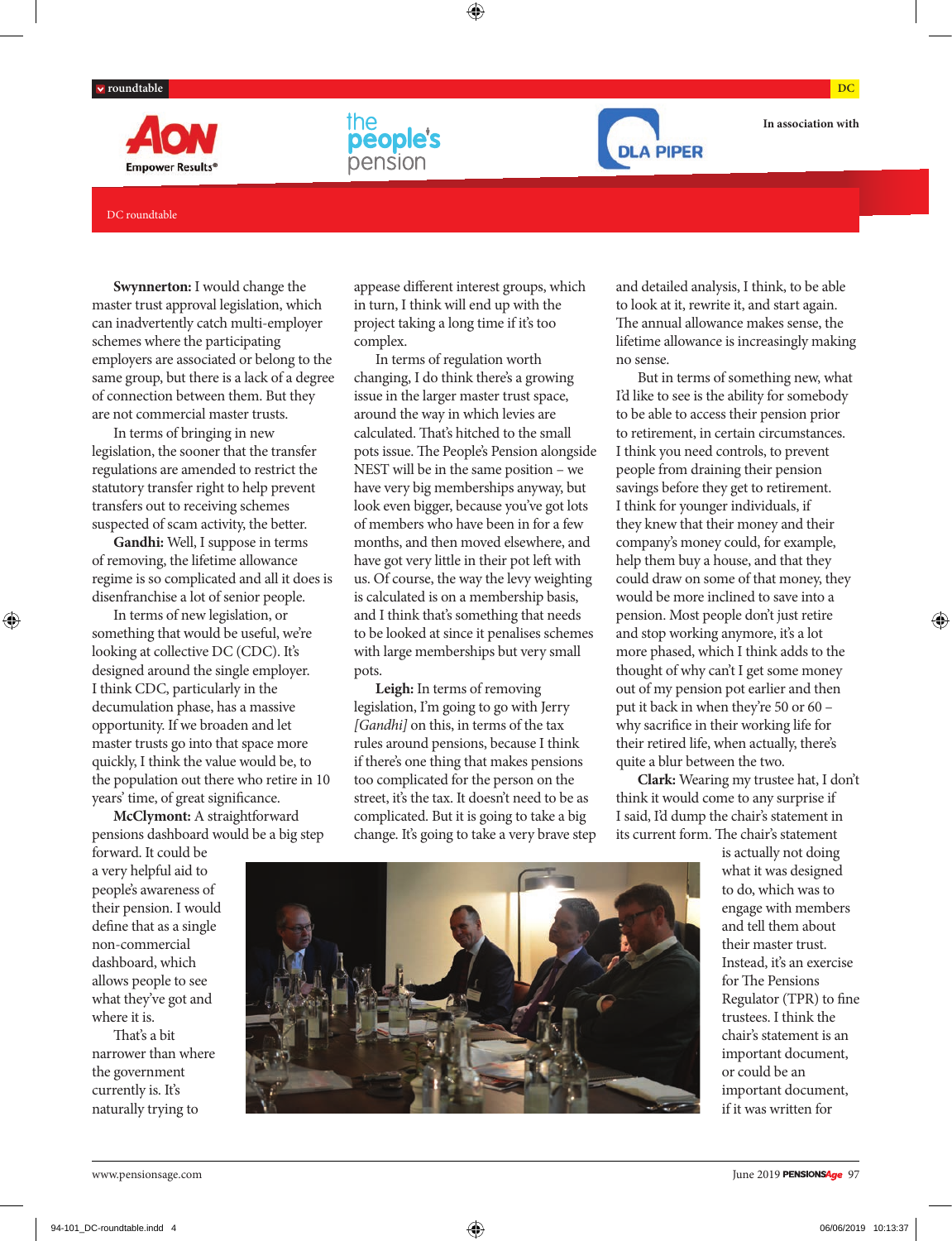**Swynnerton:** I would change the master trust approval legislation, which can inadvertently catch multi-employer schemes where the participating employers are associated or belong to the same group, but there is a lack of a degree of connection between them. But they are not commercial master trusts.

In terms of bringing in new legislation, the sooner that the transfer regulations are amended to restrict the statutory transfer right to help prevent transfers out to receiving schemes suspected of scam activity, the better.

**Gandhi:** Well, I suppose in terms of removing, the lifetime allowance regime is so complicated and all it does is disenfranchise a lot of senior people.

In terms of new legislation, or something that would be useful, we're looking at collective DC (CDC). It's designed around the single employer. I think CDC, particularly in the decumulation phase, has a massive opportunity. If we broaden and let master trusts go into that space more quickly, I think the value would be, to the population out there who retire in 10 years' time, of great significance.

**McClymont:** A straightforward pensions dashboard would be a big step forward. It could be a very helpful aid to people's awareness of their pension. I would define that as a single non-commercial dashboard, which allows people to see what they've got and where it is.

That's a bit narrower than where the government currently is. It's naturally trying to appease different interest groups, which in turn, I think will end up with the project taking a long time if it's too complex.

In terms of regulation worth changing, I do think there's a growing issue in the larger master trust space, around the way in which levies are calculated. That's hitched to the small pots issue. The People's Pension alongside NEST will be in the same position – we have very big memberships anyway, but look even bigger, because you've got lots of members who have been in for a few months, and then moved elsewhere, and have got very little in their pot left with us. Of course, the way the levy weighting is calculated is on a membership basis, and I think that's something that needs to be looked at since it penalises schemes with large memberships but very small pots.

**Leigh:** In terms of removing legislation, I'm going to go with Jerry *[Gandhi]* on this, in terms of the tax rules around pensions, because I think if there's one thing that makes pensions too complicated for the person on the street, it's the tax. It doesn't need to be as complicated. But it is going to take a big change. It's going to take a very brave step and detailed analysis, I think, to be able to look at it, rewrite it, and start again. The annual allowance makes sense, the lifetime allowance is increasingly making no sense.

But in terms of something new, what I'd like to see is the ability for somebody to be able to access their pension prior to retirement, in certain circumstances. I think you need controls, to prevent people from draining their pension savings before they get to retirement. I think for younger individuals, if they knew that their money and their company's money could, for example, help them buy a house, and that they could draw on some of that money, they would be more inclined to save into a pension. Most people don't just retire and stop working anymore, it's a lot more phased, which I think adds to the thought of why can't I get some money out of my pension pot earlier and then put it back in when they're 50 or 60 – why sacrifice in their working life for their retired life, when actually, there's quite a blur between the two.

**Clark:** Wearing my trustee hat, I don't think it would come to any surprise if I said, I'd dump the chair's statement in its current form. The chair's statement is actually not doing what it was designed to do, which was to engage with members and tell them about their master trust. Instead, it's an exercise for The Pensions Regulator (TPR) to fine trustees. I think the chair's statement is an important document, or could be an important document, if it was written for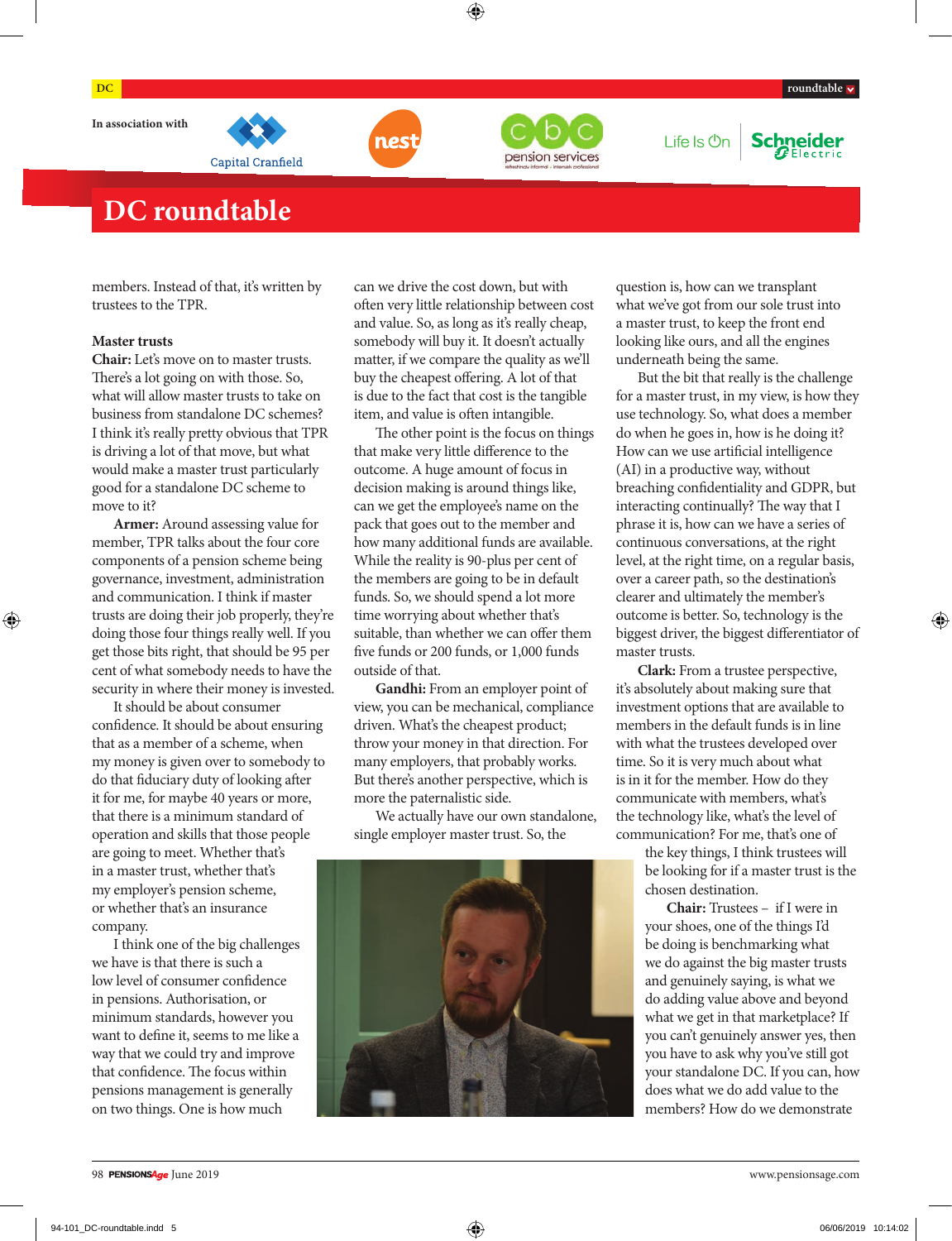# DC roundtable

members. Instead of that, it's written by trustees to the TPR.

### Master trusts

**Chair:** Let's move on to master trusts. There's a lot going on with those. So, what will allow master trusts to take on business from standalone DC schemes? I think it's really pretty obvious that TPR is driving a lot of that move, but what would make a master trust particularly good for a standalone DC scheme to move to it?

**Armer:** Around assessing value for member, TPR talks about the four core components of a pension scheme being governance, investment, administration and communication. I think if master trusts are doing their job properly, they're doing those four things really well. If you get those bits right, that should be 95 per cent of what somebody needs to have the security in where their money is invested.

It should be about consumer confidence. It should be about ensuring that as a member of a scheme, when my money is given over to somebody to do that fiduciary duty of looking after it for me, for maybe 40 years or more, that there is a minimum standard of operation and skills that those people are going to meet. Whether that's in a master trust, whether that's my employer's pension scheme, or whether that's an insurance company.

I think one of the big challenges we have is that there is such a low level of consumer confidence in pensions. Authorisation, or minimum standards, however you want to define it, seems to me like a way that we could try and improve that confidence. The focus within pensions management is generally on two things. One is how much can we drive the cost down, but with often very little relationship between cost and value. So, as long as it's really cheap, somebody will buy it. It doesn't actually matter, if we compare the quality as we'll buy the cheapest offering. A lot of that is due to the fact that cost is the tangible item, and value is often intangible.

The other point is the focus on things that make very little difference to the outcome. A huge amount of focus in decision making is around things like, can we get the employee's name on the pack that goes out to the member and how many additional funds are available. While the reality is 90-plus per cent of the members are going to be in default funds. So, we should spend a lot more time worrying about whether that's suitable, than whether we can offer them five funds or 200 funds, or 1,000 funds outside of that.

**Gandhi:** From an employer point of view, you can be mechanical, compliance driven. What's the cheapest product; throw your money in that direction. For many employers, that probably works. But there's another perspective, which is more the paternalistic side.

We actually have our own standalone, single employer master trust. So, the question is, how can we transplant what we've got from our sole trust into a master trust, to keep the front end looking like ours, and all the engines underneath being the same.

But the bit that really is the challenge for a master trust, in my view, is how they use technology. So, what does a member do when he goes in, how is he doing it? How can we use artificial intelligence (AI) in a productive way, without breaching confidentiality and GDPR, but interacting continually? The way that I phrase it is, how can we have a series of continuous conversations, at the right level, at the right time, on a regular basis, over a career path, so the destination's clearer and ultimately the member's outcome is better. So, technology is the biggest driver, the biggest differentiator of master trusts.

**Clark:** From a trustee perspective, it's absolutely about making sure that investment options that are available to members in the default funds is in line with what the trustees developed over time. So it is very much about what is in it for the member. How do they communicate with members, what's the technology like, what's the level of communication? For me, that's one of the key things, I think trustees will be looking for if a master trust is the chosen destination.

**Chair:** Trustees – if I were in your shoes, one of the things I'd be doing is benchmarking what we do against the big master trusts and genuinely saying, is what we do adding value above and beyond what we get in that marketplace? If you can't genuinely answer yes, then you have to ask why you've still got your standalone DC. If you can, how does what we do add value to the members? How do we demonstrate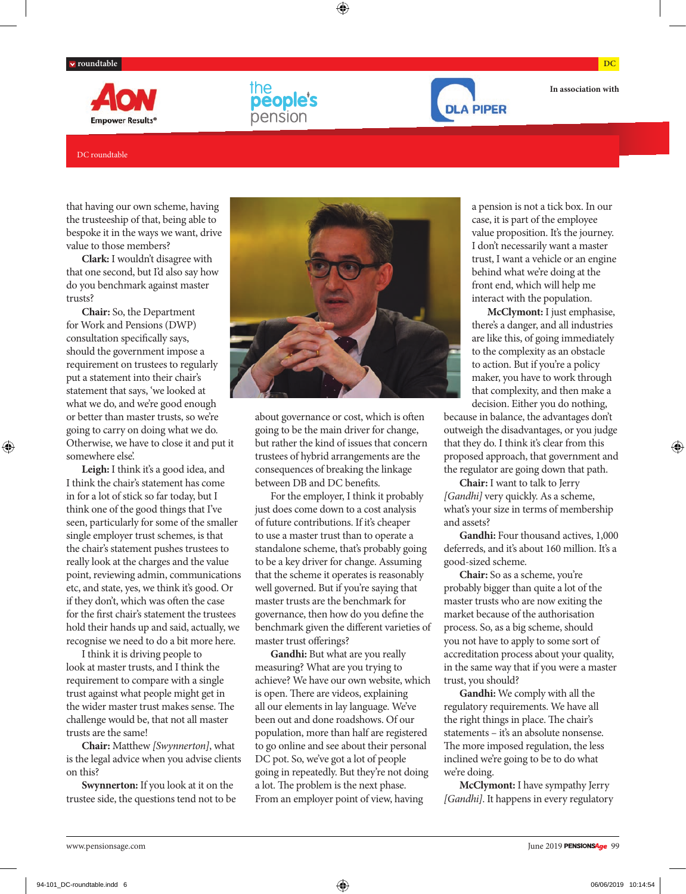that having our own scheme, having the trusteeship of that, being able to bespoke it in the ways we want, drive value to those members?

**Clark:** I wouldn't disagree with that one second, but I'd also say how do you benchmark against master trusts?

**Chair:** So, the Department for Work and Pensions (DWP) consultation specifically says, should the government impose a requirement on trustees to regularly put a statement into their chair's statement that says, 'we looked at what we do, and we're good enough or better than master trusts, so we're going to carry on doing what we do. Otherwise, we have to close it and put it somewhere else'.

**Leigh:** I think it's a good idea, and I think the chair's statement has come in for a lot of stick so far today, but I think one of the good things that I've seen, particularly for some of the smaller single employer trust schemes, is that the chair's statement pushes trustees to really look at the charges and the value point, reviewing admin, communications etc, and state, yes, we think it's good. Or if they don't, which was often the case for the first chair's statement the trustees hold their hands up and said, actually, we recognise we need to do a bit more here.

I think it is driving people to look at master trusts, and I think the requirement to compare with a single trust against what people might get in the wider master trust makes sense. The challenge would be, that not all master trusts are the same!

**Chair:** Matthew *[Swynnerton]*, what is the legal advice when you advise clients on this?

**Swynnerton:** If you look at it on the trustee side, the questions tend not to be about governance or cost, which is often going to be the main driver for change, but rather the kind of issues that concern trustees of hybrid arrangements are the consequences of breaking the linkage between DB and DC benefits.

For the employer, I think it probably just does come down to a cost analysis of future contributions. If it's cheaper to use a master trust than to operate a standalone scheme, that's probably going to be a key driver for change. Assuming that the scheme it operates is reasonably well governed. But if you're saying that master trusts are the benchmark for governance, then how do you define the benchmark given the different varieties of master trust offerings?

**Gandhi:** But what are you really measuring? What are you trying to achieve? We have our own website, which is open. There are videos, explaining all our elements in lay language. We've been out and done roadshows. Of our population, more than half are registered to go online and see about their personal DC pot. So, we've got a lot of people going in repeatedly. But they're not doing a lot. The problem is the next phase. From an employer point of view, having a pension is not a tick box. In our case, it is part of the employee value proposition. It's the journey. I don't necessarily want a master trust, I want a vehicle or an engine behind what we're doing at the front end, which will help me interact with the population.

**McClymont:** I just emphasise, there's a danger, and all industries are like this, of going immediately to the complexity as an obstacle to action. But if you're a policy maker, you have to work through that complexity, and then make a decision. Either you do nothing, because in balance, the advantages don't outweigh the disadvantages, or you judge that they do. I think it's clear from this proposed approach, that government and the regulator are going down that path.

**Chair:** I want to talk to Jerry *[Gandhi]* very quickly. As a scheme, what's your size in terms of membership and assets?

**Gandhi:** Four thousand actives, 1,000 deferreds, and it's about 160 million. It's a good-sized scheme.

**Chair:** So as a scheme, you're probably bigger than quite a lot of the master trusts who are now exiting the market because of the authorisation process. So, as a big scheme, should you not have to apply to some sort of accreditation process about your quality, in the same way that if you were a master trust, you should?

**Gandhi:** We comply with all the regulatory requirements. We have all the right things in place. The chair's statements – it's an absolute nonsense. The more imposed regulation, the less inclined we're going to be to do what we're doing.

**McClymont:** I have sympathy Jerry *[Gandhi]*. It happens in every regulatory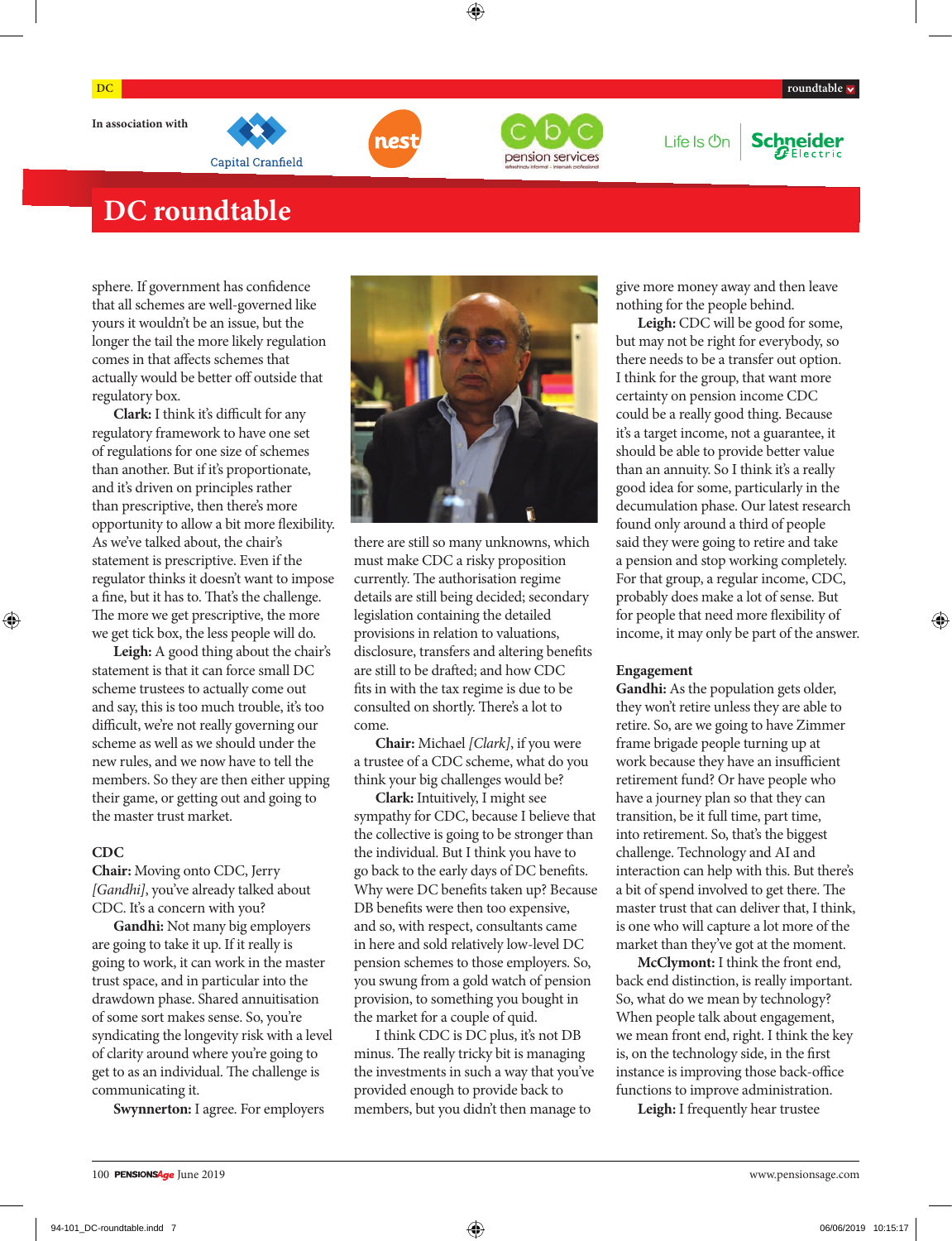sphere. If government has confidence that all schemes are well-governed like yours it wouldn't be an issue, but the longer the tail the more likely regulation comes in that affects schemes that actually would be better off outside that regulatory box.

**Clark:** I think it's difficult for any regulatory framework to have one set of regulations for one size of schemes than another. But if it's proportionate, and it's driven on principles rather than prescriptive, then there's more opportunity to allow a bit more flexibility. As we've talked about, the chair's statement is prescriptive. Even if the regulator thinks it doesn't want to impose a fine, but it has to. That's the challenge. The more we get prescriptive, the more we get tick box, the less people will do.

**Leigh:** A good thing about the chair's statement is that it can force small DC scheme trustees to actually come out and say, this is too much trouble, it's too difficult, we're not really governing our scheme as well as we should under the new rules, and we now have to tell the members. So they are then either upping their game, or getting out and going to the master trust market.

### CDC

**Chair:** Moving onto CDC, Jerry *[Gandhi]*, you've already talked about CDC. It's a concern with you?

**Gandhi:** Not many big employers are going to take it up. If it really is going to work, it can work in the master trust space, and in particular into the drawdown phase. Shared annuitisation of some sort makes sense. So, you're syndicating the longevity risk with a level of clarity around where you're going to get to as an individual. The challenge is communicating it.

**Swynnerton:** I agree. For employers there are still so many unknowns, which must make CDC a risky proposition currently. The authorisation regime details are still being decided; secondary legislation containing the detailed provisions in relation to valuations, disclosure, transfers and altering benefits are still to be drafted; and how CDC fits in with the tax regime is due to be consulted on shortly. There's a lot to come.

**Chair:** Michael *[Clark]*, if you were a trustee of a CDC scheme, what do you think your big challenges would be?

**Clark:** Intuitively, I might see sympathy for CDC, because I believe that the collective is going to be stronger than the individual. But I think you have to go back to the early days of DC benefits. Why were DC benefits taken up? Because DB benefits were then too expensive, and so, with respect, consultants came in here and sold relatively low-level DC pension schemes to those employers. So, you swung from a gold watch of pension provision, to something you bought in the market for a couple of quid.

I think CDC is DC plus, it's not DB minus. The really tricky bit is managing the investments in such a way that you've provided enough to provide back to members, but you didn't then manage to give more money away and then leave nothing for the people behind.

**Leigh:** CDC will be good for some, but may not be right for everybody, so there needs to be a transfer out option. I think for the group, that want more certainty on pension income CDC could be a really good thing. Because it's a target income, not a guarantee, it should be able to provide better value than an annuity. So I think it's a really good idea for some, particularly in the decumulation phase. Our latest research found only around a third of people said they were going to retire and take a pension and stop working completely. For that group, a regular income, CDC, probably does make a lot of sense. But for people that need more flexibility of income, it may only be part of the answer.

### Engagement

**Gandhi:** As the population gets older, they won't retire unless they are able to retire. So, are we going to have Zimmer frame brigade people turning up at work because they have an insufficient retirement fund? Or have people who have a journey plan so that they can transition, be it full time, part time, into retirement. So, that's the biggest challenge. Technology and AI and interaction can help with this. But there's a bit of spend involved to get there. The master trust that can deliver that, I think, is one who will capture a lot more of the market than they've got at the moment.

**McClymont:** I think the front end, back end distinction, is really important. So, what do we mean by technology? When people talk about engagement, we mean front end, right. I think the key is, on the technology side, in the first instance is improving those back-office functions to improve administration.

**Leigh:** I frequently hear trustee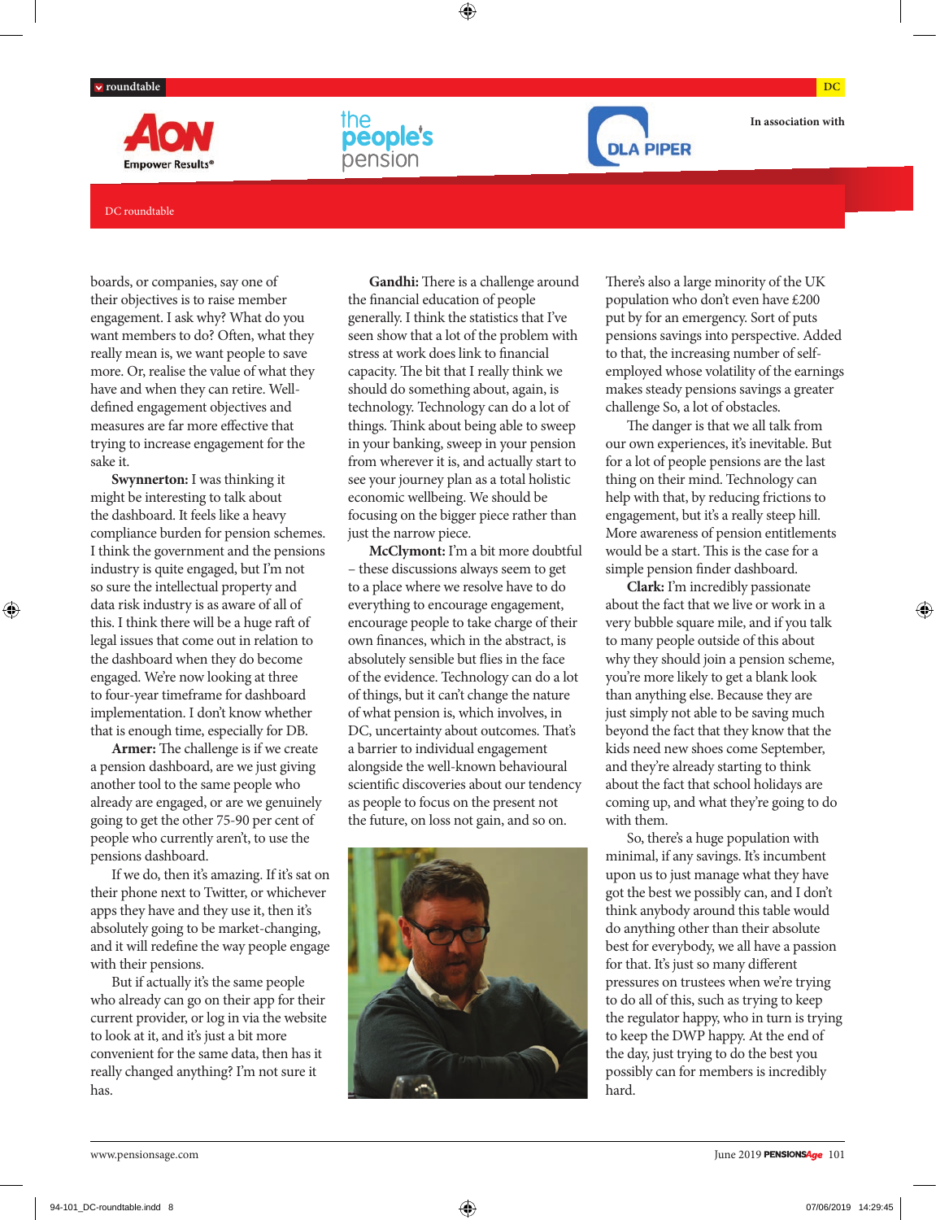boards, or companies, say one of their objectives is to raise member engagement. I ask why? What do you want members to do? Often, what they really mean is, we want people to save more. Or, realise the value of what they have and when they can retire. Well-defined engagement objectives and measures are far more effective that trying to increase engagement for the sake it.

**Swynnerton:** I was thinking it might be interesting to talk about the dashboard. It feels like a heavy compliance burden for pension schemes. I think the government and the pensions industry is quite engaged, but I'm not so sure the intellectual property and data risk industry is as aware of all of this. I think there will be a huge raft of legal issues that come out in relation to the dashboard when they do become engaged. We're now looking at three to four-year timeframe for dashboard implementation. I don't know whether that is enough time, especially for DB.

**Armer:** The challenge is if we create a pension dashboard, are we just giving another tool to the same people who already are engaged, or are we genuinely going to get the other 75-90 per cent of people who currently aren't, to use the pensions dashboard.

If we do, then it's amazing. If it's sat on their phone next to Twitter, or whichever apps they have and they use it, then it's absolutely going to be market-changing, and it will redefine the way people engage with their pensions.

But if actually it's the same people who already can go on their app for their current provider, or log in via the website to look at it, and it's just a bit more convenient for the same data, then has it really changed anything? I'm not sure it has.

**Gandhi:** There is a challenge around the financial education of people generally. I think the statistics that I've seen show that a lot of the problem with stress at work does link to financial capacity. The bit that I really think we should do something about, again, is technology. Technology can do a lot of things. Think about being able to sweep in your banking, sweep in your pension from wherever it is, and actually start to see your journey plan as a total holistic economic wellbeing. We should be focusing on the bigger piece rather than just the narrow piece.

**McClymont:** I'm a bit more doubtful – these discussions always seem to get to a place where we resolve have to do everything to encourage engagement, encourage people to take charge of their own finances, which in the abstract, is absolutely sensible but flies in the face of the evidence. Technology can do a lot of things, but it can't change the nature of what pension is, which involves, in DC, uncertainty about outcomes. That's a barrier to individual engagement alongside the well-known behavioural scientific discoveries about our tendency as people to focus on the present not the future, on loss not gain, and so on.

There's also a large minority of the UK population who don't even have £200 put by for an emergency. Sort of puts pensions savings into perspective. Added to that, the increasing number of self-employed whose volatility of the earnings makes steady pensions savings a greater challenge So, a lot of obstacles.

The danger is that we all talk from our own experiences, it's inevitable. But for a lot of people pensions are the last thing on their mind. Technology can help with that, by reducing frictions to engagement, but it's a really steep hill. More awareness of pension entitlements would be a start. This is the case for a simple pension finder dashboard.

**Clark:** I'm incredibly passionate about the fact that we live or work in a very bubble square mile, and if you talk to many people outside of this about why they should join a pension scheme, you're more likely to get a blank look than anything else. Because they are just simply not able to be saving much beyond the fact that they know that the kids need new shoes come September, and they're already starting to think about the fact that school holidays are coming up, and what they're going to do with them.

So, there's a huge population with minimal, if any savings. It's incumbent upon us to just manage what they have got the best we possibly can, and I don't think anybody around this table would do anything other than their absolute best for everybody, we all have a passion for that. It's just so many different pressures on trustees when we're trying to do all of this, such as trying to keep the regulator happy, who in turn is trying to keep the DWP happy. At the end of the day, just trying to do the best you possibly can for members is incredibly hard.